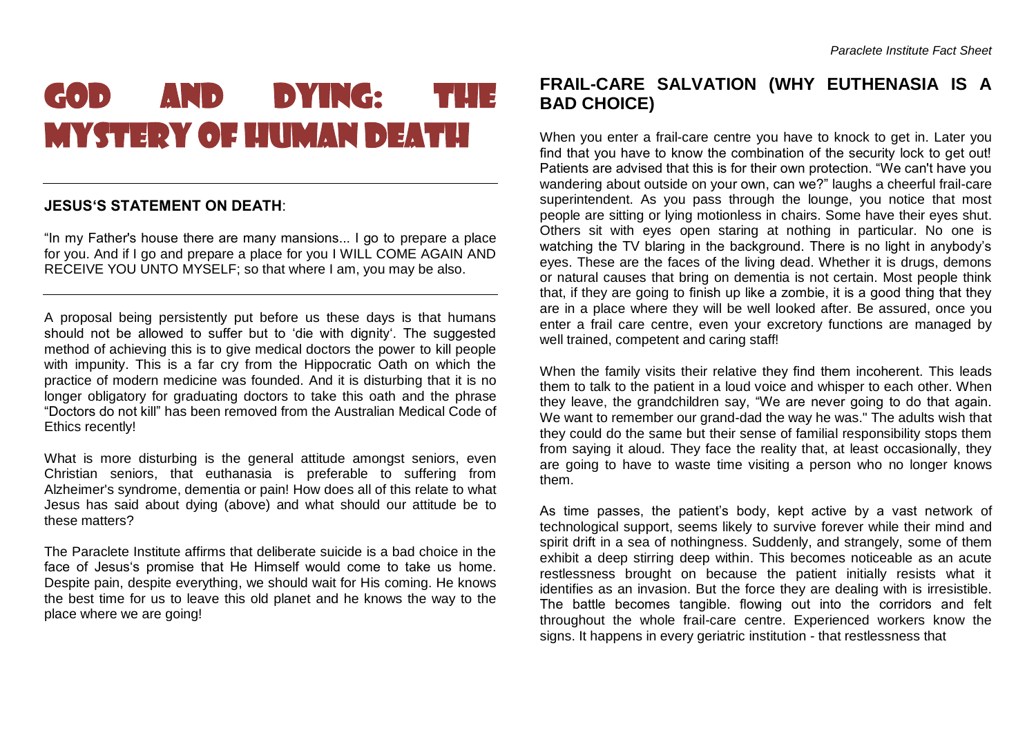# God and Dying: The Mystery of Human Death

---

**JESUS'S STATEMENT ON DEATH**:

"In my Father's house there are many mansions... I go to prepare a place for you. And if I go and prepare a place for you I WILL COME AGAIN AND RECEIVE YOU UNTO MYSELF; so that where I am, you may be also.

---

A proposal being persistently put before us these days is that humans should not be allowed to suffer but to 'die with dignity'. The suggested method of achieving this is to give medical doctors the power to kill people with impunity. This is a far cry from the Hippocratic Oath on which the practice of modern medicine was founded. And it is disturbing that it is no longer obligatory for graduating doctors to take this oath and the phrase "Doctors do not kill" has been removed from the Australian Medical Code of Ethics recently!

What is more disturbing is the general attitude amongst seniors, even Christian seniors, that euthanasia is preferable to suffering from Alzheimer's syndrome, dementia or pain! How does all of this relate to what Jesus has said about dying (above) and what should our attitude be to these matters?

The Paraclete Institute affirms that deliberate suicide is a bad choice in the face of Jesus's promise that He Himself would come to take us home. Despite pain, despite everything, we should wait for His coming. He knows the best time for us to leave this old planet and he knows the way to the place where we are going!

## FRAIL-CARE SALVATION (WHY EUTHENASIA IS A BAD CHOICE)

When you enter a frail-care centre you have to knock to get in. Later you find that you have to know the combination of the security lock to get out! Patients are advised that this is for their own protection. "We can't have you wandering about outside on your own, can we?" laughs a cheerful frail-care superintendent. As you pass through the lounge, you notice that most people are sitting or lying motionless in chairs. Some have their eyes shut. Others sit with eyes open staring at nothing in particular. No one is watching the TV blaring in the background. There is no light in anybody's eyes. These are the faces of the living dead. Whether it is drugs, demons or natural causes that bring on dementia is not certain. Most people think that, if they are going to finish up like a zombie, it is a good thing that they are in a place where they will be well looked after. Be assured, once you enter a frail care centre, even your excretory functions are managed by well trained, competent and caring staff!

When the family visits their relative they find them incoherent. This leads them to talk to the patient in a loud voice and whisper to each other. When they leave, the grandchildren say, "We are never going to do that again. We want to remember our grand-dad the way he was." The adults wish that they could do the same but their sense of familial responsibility stops them from saying it aloud. They face the reality that, at least occasionally, they are going to have to waste time visiting a person who no longer knows them.

As time passes, the patient's body, kept active by a vast network of technological support, seems likely to survive forever while their mind and spirit drift in a sea of nothingness. Suddenly, and strangely, some of them exhibit a deep stirring deep within. This becomes noticeable as an acute restlessness brought on because the patient initially resists what it identifies as an invasion. But the force they are dealing with is irresistible. The battle becomes tangible. flowing out into the corridors and felt throughout the whole frail-care centre. Experienced workers know the signs. It happens in every geriatric institution - that restlessness that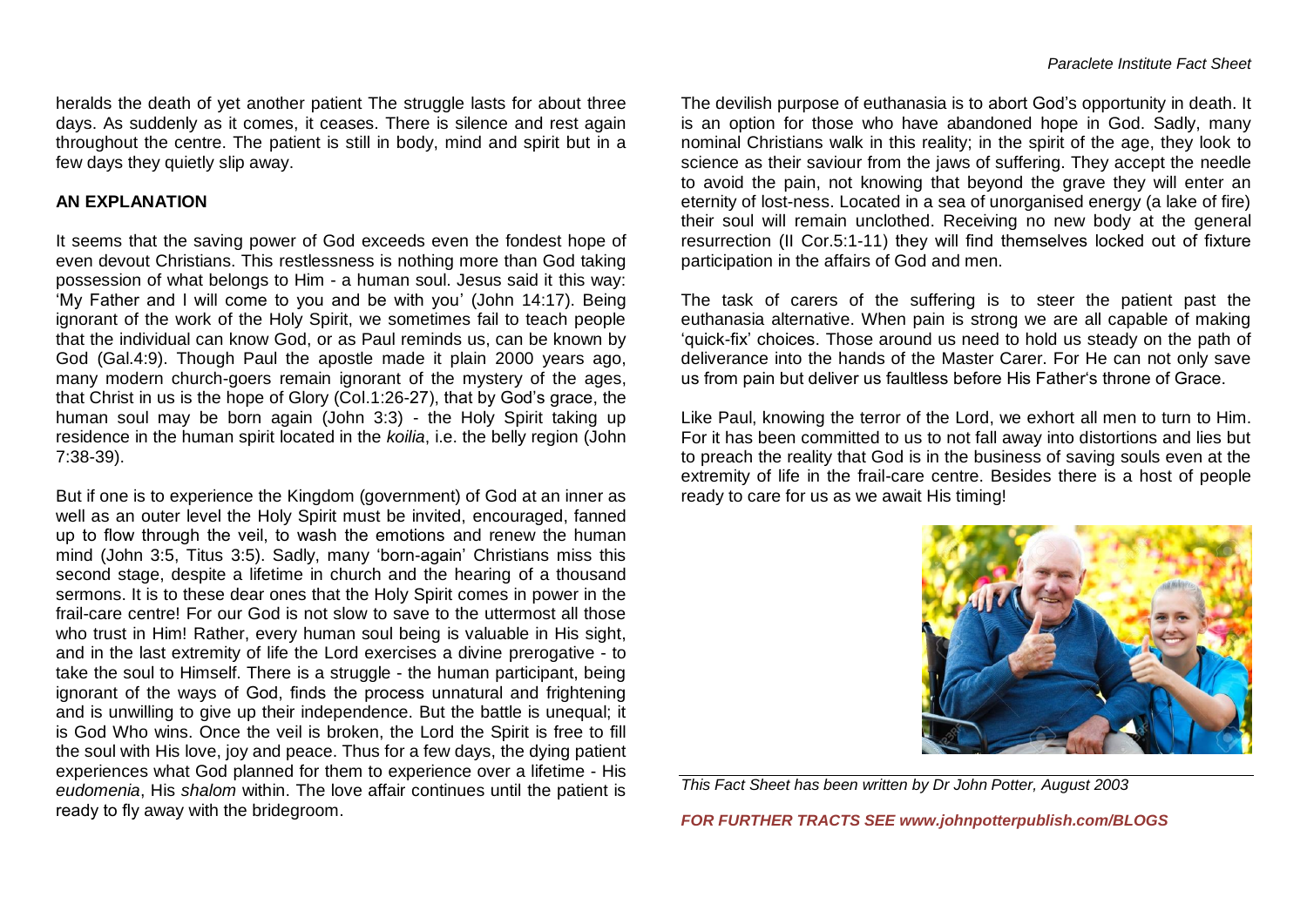heralds the death of yet another patient The struggle lasts for about three days. As suddenly as it comes, it ceases. There is silence and rest again throughout the centre. The patient is still in body, mind and spirit but in a few days they quietly slip away.

## AN EXPLANATION

It seems that the saving power of God exceeds even the fondest hope of even devout Christians. This restlessness is nothing more than God taking possession of what belongs to Him - a human soul. Jesus said it this way: 'My Father and I will come to you and be with you' (John 14:17). Being ignorant of the work of the Holy Spirit, we sometimes fail to teach people that the individual can know God, or as Paul reminds us, can be known by God (Gal.4:9). Though Paul the apostle made it plain 2000 years ago, many modern church-goers remain ignorant of the mystery of the ages, that Christ in us is the hope of Glory (Col.1:26-27), that by God's grace, the human soul may be born again (John 3:3) - the Holy Spirit taking up residence in the human spirit located in the *koilia*, i.e. the belly region (John 7:38-39).

But if one is to experience the Kingdom (government) of God at an inner as well as an outer level the Holy Spirit must be invited, encouraged, fanned up to flow through the veil, to wash the emotions and renew the human mind (John 3:5, Titus 3:5). Sadly, many 'born-again' Christians miss this second stage, despite a lifetime in church and the hearing of a thousand sermons. It is to these dear ones that the Holy Spirit comes in power in the frail-care centre! For our God is not slow to save to the uttermost all those who trust in Him! Rather, every human soul being is valuable in His sight, and in the last extremity of life the Lord exercises a divine prerogative - to take the soul to Himself. There is a struggle - the human participant, being ignorant of the ways of God, finds the process unnatural and frightening and is unwilling to give up their independence. But the battle is unequal; it is God Who wins. Once the veil is broken, the Lord the Spirit is free to fill the soul with His love, joy and peace. Thus for a few days, the dying patient experiences what God planned for them to experience over a lifetime - His *eudomenia*, His *shalom* within. The love affair continues until the patient is ready to fly away with the bridegroom.

The devilish purpose of euthanasia is to abort God's opportunity in death. It is an option for those who have abandoned hope in God. Sadly, many nominal Christians walk in this reality; in the spirit of the age, they look to science as their saviour from the jaws of suffering. They accept the needle to avoid the pain, not knowing that beyond the grave they will enter an eternity of lost-ness. Located in a sea of unorganised energy (a lake of fire) their soul will remain unclothed. Receiving no new body at the general resurrection (II Cor.5:1-11) they will find themselves locked out of fixture participation in the affairs of God and men.

The task of carers of the suffering is to steer the patient past the euthanasia alternative. When pain is strong we are all capable of making 'quick-fix' choices. Those around us need to hold us steady on the path of deliverance into the hands of the Master Carer. For He can not only save us from pain but deliver us faultless before His Father's throne of Grace.

Like Paul, knowing the terror of the Lord, we exhort all men to turn to Him. For it has been committed to us to not fall away into distortions and lies but to preach the reality that God is in the business of saving souls even at the extremity of life in the frail-care centre. Besides there is a host of people ready to care for us as we await His timing!

*This Fact Sheet has been written by Dr John Potter, August 2003*

***FOR FURTHER TRACTS SEE www.johnpotterpublish.com/BLOGS***